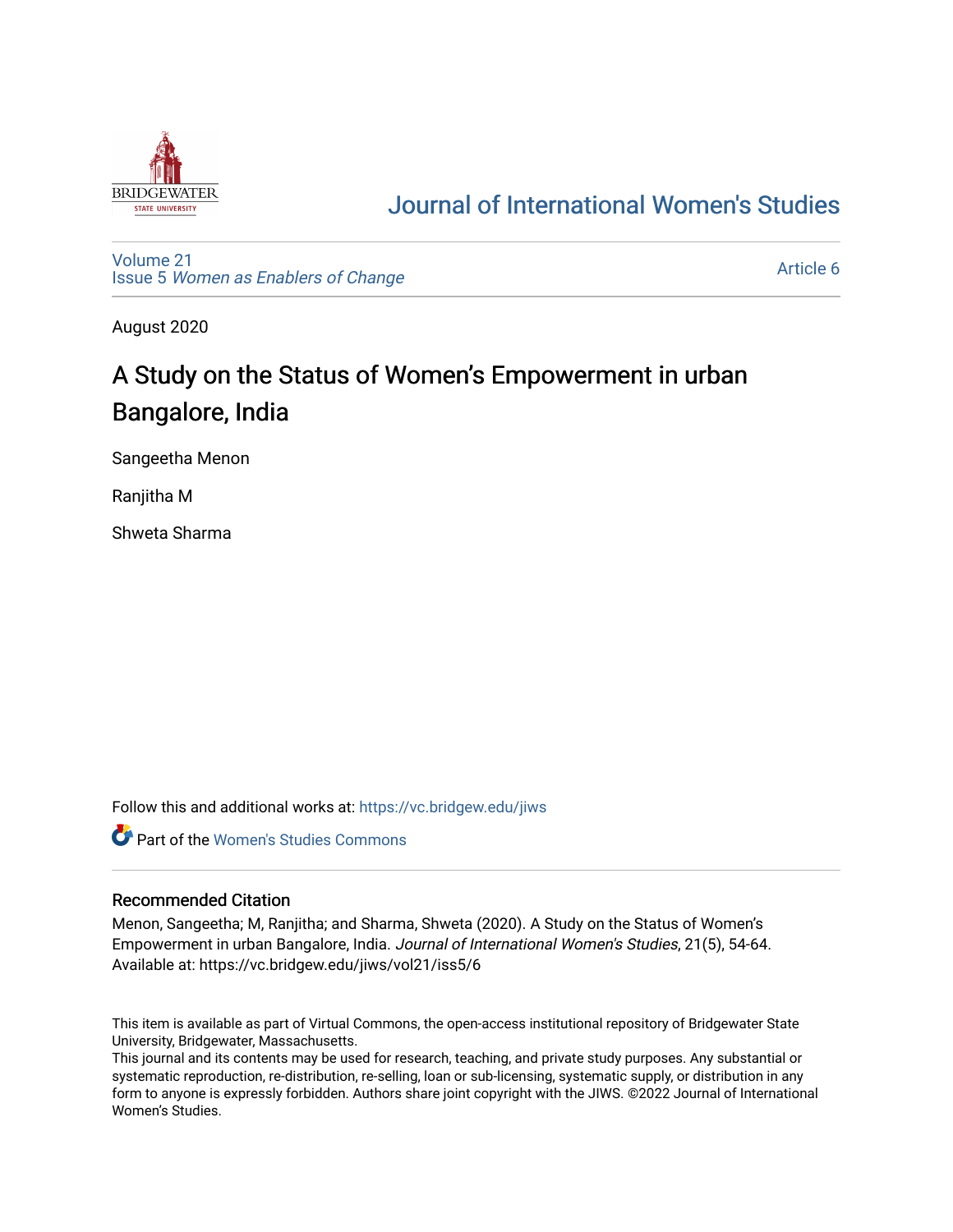# Journal of International Women's Studies

Volume 21
Issue 5 *Women as Enablers of Change*

Article 6

August 2020

# A Study on the Status of Women's Empowerment in urban Bangalore, India

Sangeetha Menon

Ranjitha M

Shweta Sharma

Follow this and additional works at: https://vc.bridgew.edu/jiws

Part of the Women's Studies Commons

## Recommended Citation

Menon, Sangeetha; M, Ranjitha; and Sharma, Shweta (2020). A Study on the Status of Women's Empowerment in urban Bangalore, India. *Journal of International Women's Studies*, 21(5), 54-64. Available at: https://vc.bridgew.edu/jiws/vol21/iss5/6

This item is available as part of Virtual Commons, the open-access institutional repository of Bridgewater State University, Bridgewater, Massachusetts.
This journal and its contents may be used for research, teaching, and private study purposes. Any substantial or systematic reproduction, re-distribution, re-selling, loan or sub-licensing, systematic supply, or distribution in any form to anyone is expressly forbidden. Authors share joint copyright with the JIWS. ©2022 Journal of International Women's Studies.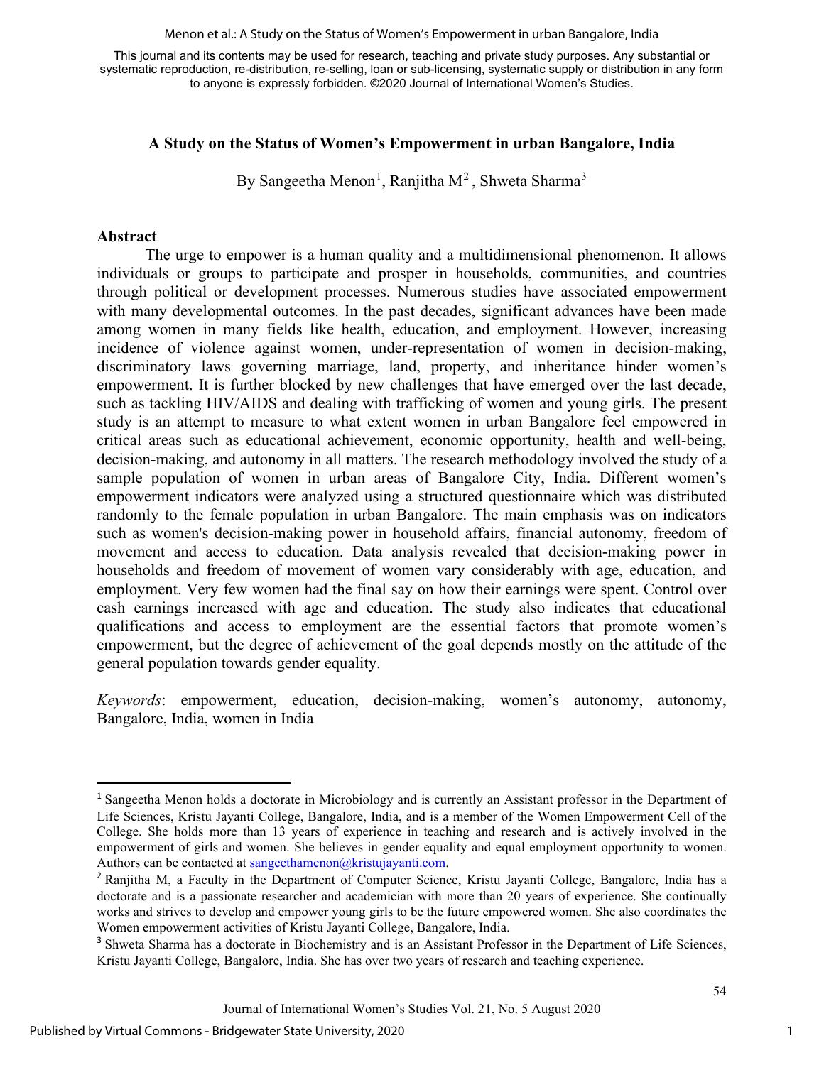This journal and its contents may be used for research, teaching and private study purposes. Any substantial or systematic reproduction, re-distribution, re-selling, loan or sub-licensing, systematic supply or distribution in any form to anyone is expressly forbidden. ©2020 Journal of International Women's Studies.

# A Study on the Status of Women's Empowerment in urban Bangalore, India

By Sangeetha Menon[1], Ranjitha M[2], Shweta Sharma[3]

## Abstract

The urge to empower is a human quality and a multidimensional phenomenon. It allows individuals or groups to participate and prosper in households, communities, and countries through political or development processes. Numerous studies have associated empowerment with many developmental outcomes. In the past decades, significant advances have been made among women in many fields like health, education, and employment. However, increasing incidence of violence against women, under-representation of women in decision-making, discriminatory laws governing marriage, land, property, and inheritance hinder women's empowerment. It is further blocked by new challenges that have emerged over the last decade, such as tackling HIV/AIDS and dealing with trafficking of women and young girls. The present study is an attempt to measure to what extent women in urban Bangalore feel empowered in critical areas such as educational achievement, economic opportunity, health and well-being, decision-making, and autonomy in all matters. The research methodology involved the study of a sample population of women in urban areas of Bangalore City, India. Different women's empowerment indicators were analyzed using a structured questionnaire which was distributed randomly to the female population in urban Bangalore. The main emphasis was on indicators such as women's decision-making power in household affairs, financial autonomy, freedom of movement and access to education. Data analysis revealed that decision-making power in households and freedom of movement of women vary considerably with age, education, and employment. Very few women had the final say on how their earnings were spent. Control over cash earnings increased with age and education. The study also indicates that educational qualifications and access to employment are the essential factors that promote women's empowerment, but the degree of achievement of the goal depends mostly on the attitude of the general population towards gender equality.

*Keywords*: empowerment, education, decision-making, women's autonomy, autonomy, Bangalore, India, women in India

---

[1] Sangeetha Menon holds a doctorate in Microbiology and is currently an Assistant professor in the Department of Life Sciences, Kristu Jayanti College, Bangalore, India, and is a member of the Women Empowerment Cell of the College. She holds more than 13 years of experience in teaching and research and is actively involved in the empowerment of girls and women. She believes in gender equality and equal employment opportunity to women. Authors can be contacted at sangeethamenon@kristujayanti.com.

[2] Ranjitha M, a Faculty in the Department of Computer Science, Kristu Jayanti College, Bangalore, India has a doctorate and is a passionate researcher and academician with more than 20 years of experience. She continually works and strives to develop and empower young girls to be the future empowered women. She also coordinates the Women empowerment activities of Kristu Jayanti College, Bangalore, India.

[3] Shweta Sharma has a doctorate in Biochemistry and is an Assistant Professor in the Department of Life Sciences, Kristu Jayanti College, Bangalore, India. She has over two years of research and teaching experience.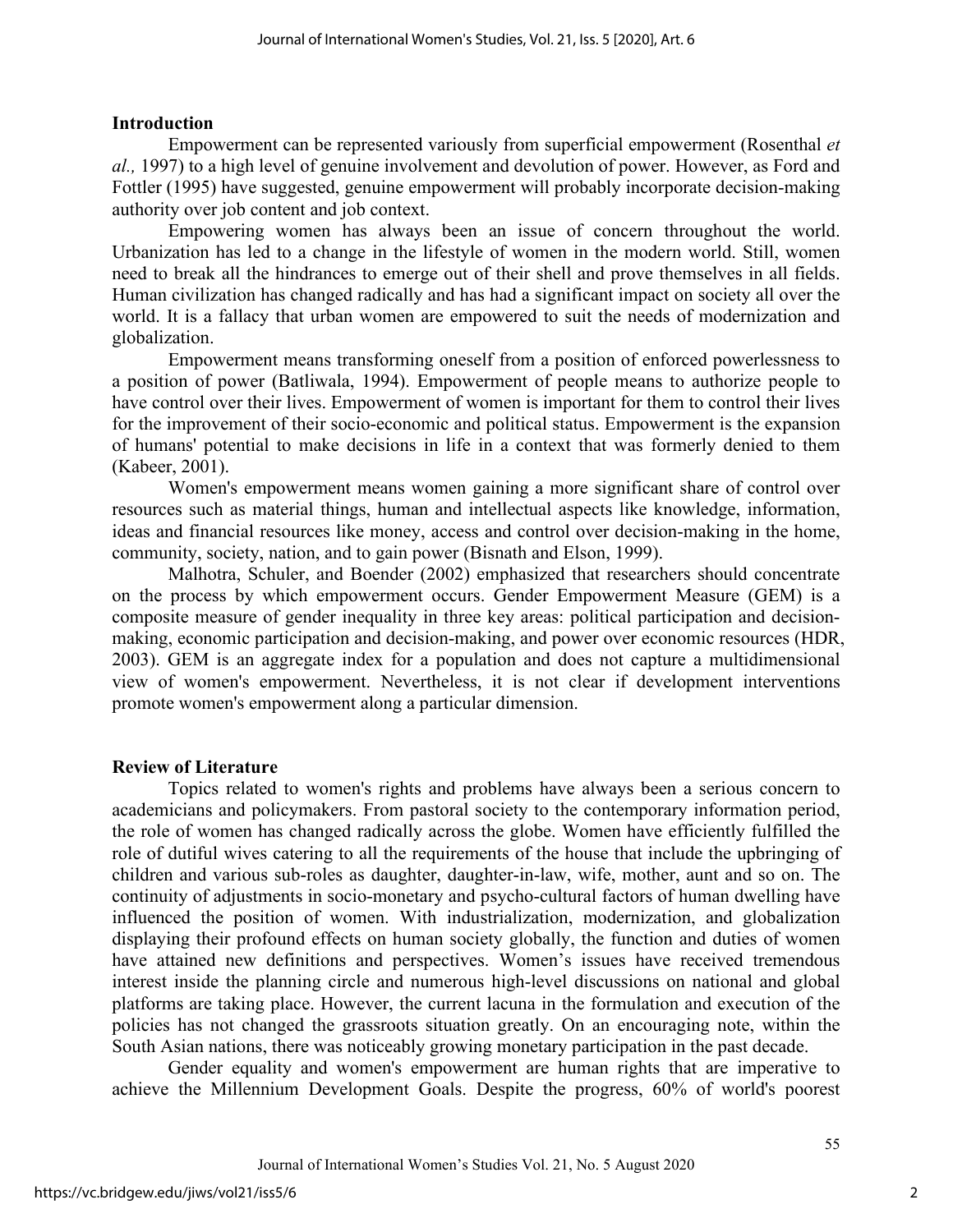## Introduction

Empowerment can be represented variously from superficial empowerment (Rosenthal *et al.,* 1997) to a high level of genuine involvement and devolution of power. However, as Ford and Fottler (1995) have suggested, genuine empowerment will probably incorporate decision-making authority over job content and job context.

Empowering women has always been an issue of concern throughout the world. Urbanization has led to a change in the lifestyle of women in the modern world. Still, women need to break all the hindrances to emerge out of their shell and prove themselves in all fields. Human civilization has changed radically and has had a significant impact on society all over the world. It is a fallacy that urban women are empowered to suit the needs of modernization and globalization.

Empowerment means transforming oneself from a position of enforced powerlessness to a position of power (Batliwala, 1994). Empowerment of people means to authorize people to have control over their lives. Empowerment of women is important for them to control their lives for the improvement of their socio-economic and political status. Empowerment is the expansion of humans' potential to make decisions in life in a context that was formerly denied to them (Kabeer, 2001).

Women's empowerment means women gaining a more significant share of control over resources such as material things, human and intellectual aspects like knowledge, information, ideas and financial resources like money, access and control over decision-making in the home, community, society, nation, and to gain power (Bisnath and Elson, 1999).

Malhotra, Schuler, and Boender (2002) emphasized that researchers should concentrate on the process by which empowerment occurs. Gender Empowerment Measure (GEM) is a composite measure of gender inequality in three key areas: political participation and decision-making, economic participation and decision-making, and power over economic resources (HDR, 2003). GEM is an aggregate index for a population and does not capture a multidimensional view of women's empowerment. Nevertheless, it is not clear if development interventions promote women's empowerment along a particular dimension.

## Review of Literature

Topics related to women's rights and problems have always been a serious concern to academicians and policymakers. From pastoral society to the contemporary information period, the role of women has changed radically across the globe. Women have efficiently fulfilled the role of dutiful wives catering to all the requirements of the house that include the upbringing of children and various sub-roles as daughter, daughter-in-law, wife, mother, aunt and so on. The continuity of adjustments in socio-monetary and psycho-cultural factors of human dwelling have influenced the position of women. With industrialization, modernization, and globalization displaying their profound effects on human society globally, the function and duties of women have attained new definitions and perspectives. Women's issues have received tremendous interest inside the planning circle and numerous high-level discussions on national and global platforms are taking place. However, the current lacuna in the formulation and execution of the policies has not changed the grassroots situation greatly. On an encouraging note, within the South Asian nations, there was noticeably growing monetary participation in the past decade.

Gender equality and women's empowerment are human rights that are imperative to achieve the Millennium Development Goals. Despite the progress, 60% of world's poorest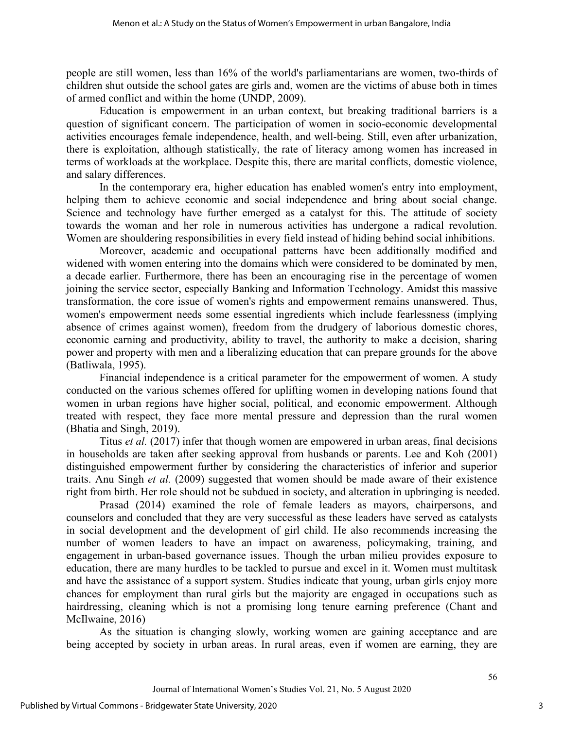people are still women, less than 16% of the world's parliamentarians are women, two-thirds of children shut outside the school gates are girls and, women are the victims of abuse both in times of armed conflict and within the home (UNDP, 2009).

Education is empowerment in an urban context, but breaking traditional barriers is a question of significant concern. The participation of women in socio-economic developmental activities encourages female independence, health, and well-being. Still, even after urbanization, there is exploitation, although statistically, the rate of literacy among women has increased in terms of workloads at the workplace. Despite this, there are marital conflicts, domestic violence, and salary differences.

In the contemporary era, higher education has enabled women's entry into employment, helping them to achieve economic and social independence and bring about social change. Science and technology have further emerged as a catalyst for this. The attitude of society towards the woman and her role in numerous activities has undergone a radical revolution. Women are shouldering responsibilities in every field instead of hiding behind social inhibitions.

Moreover, academic and occupational patterns have been additionally modified and widened with women entering into the domains which were considered to be dominated by men, a decade earlier. Furthermore, there has been an encouraging rise in the percentage of women joining the service sector, especially Banking and Information Technology. Amidst this massive transformation, the core issue of women's rights and empowerment remains unanswered. Thus, women's empowerment needs some essential ingredients which include fearlessness (implying absence of crimes against women), freedom from the drudgery of laborious domestic chores, economic earning and productivity, ability to travel, the authority to make a decision, sharing power and property with men and a liberalizing education that can prepare grounds for the above (Batliwala, 1995).

Financial independence is a critical parameter for the empowerment of women. A study conducted on the various schemes offered for uplifting women in developing nations found that women in urban regions have higher social, political, and economic empowerment. Although treated with respect, they face more mental pressure and depression than the rural women (Bhatia and Singh, 2019).

Titus *et al.* (2017) infer that though women are empowered in urban areas, final decisions in households are taken after seeking approval from husbands or parents. Lee and Koh (2001) distinguished empowerment further by considering the characteristics of inferior and superior traits. Anu Singh *et al.* (2009) suggested that women should be made aware of their existence right from birth. Her role should not be subdued in society, and alteration in upbringing is needed.

Prasad (2014) examined the role of female leaders as mayors, chairpersons, and counselors and concluded that they are very successful as these leaders have served as catalysts in social development and the development of girl child. He also recommends increasing the number of women leaders to have an impact on awareness, policymaking, training, and engagement in urban-based governance issues. Though the urban milieu provides exposure to education, there are many hurdles to be tackled to pursue and excel in it. Women must multitask and have the assistance of a support system. Studies indicate that young, urban girls enjoy more chances for employment than rural girls but the majority are engaged in occupations such as hairdressing, cleaning which is not a promising long tenure earning preference (Chant and McIlwaine, 2016)

As the situation is changing slowly, working women are gaining acceptance and are being accepted by society in urban areas. In rural areas, even if women are earning, they are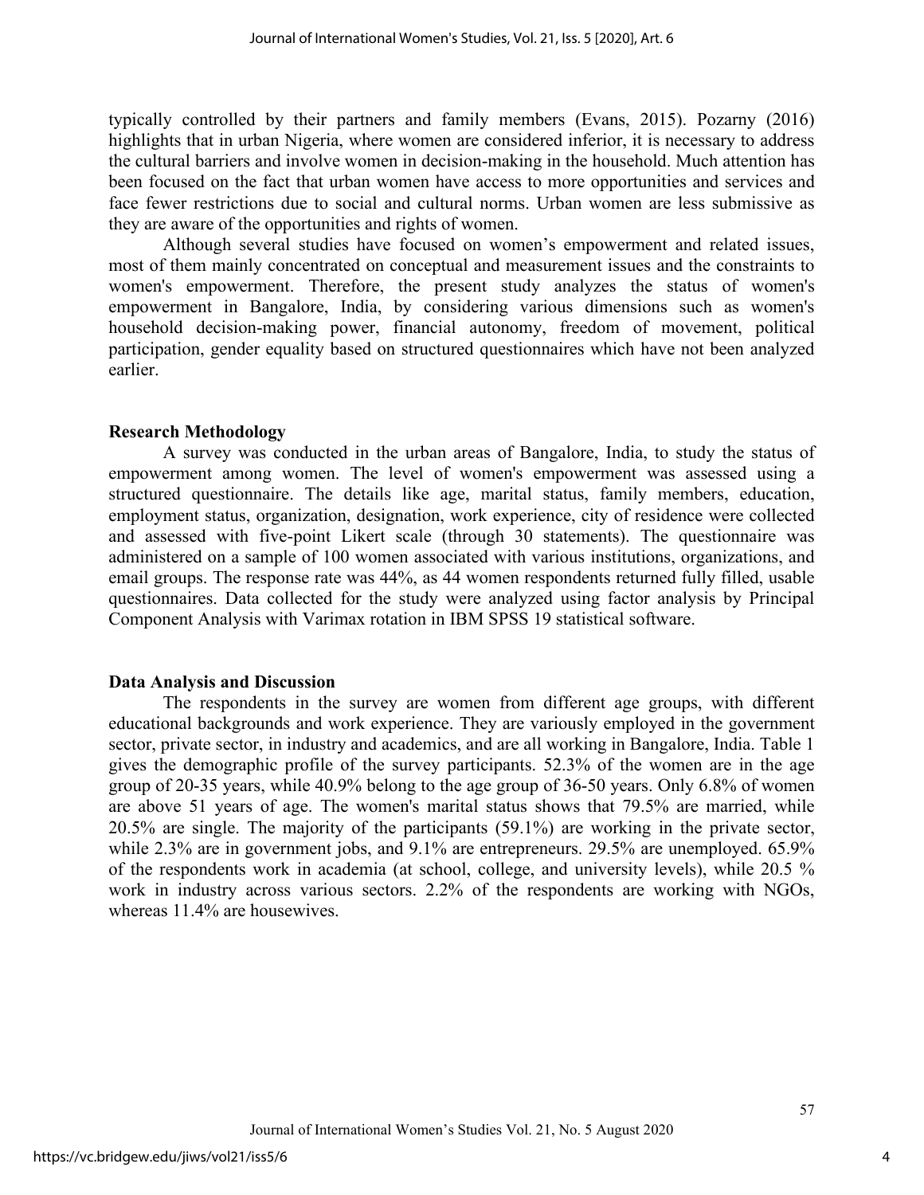typically controlled by their partners and family members (Evans, 2015). Pozarny (2016) highlights that in urban Nigeria, where women are considered inferior, it is necessary to address the cultural barriers and involve women in decision-making in the household. Much attention has been focused on the fact that urban women have access to more opportunities and services and face fewer restrictions due to social and cultural norms. Urban women are less submissive as they are aware of the opportunities and rights of women.

Although several studies have focused on women's empowerment and related issues, most of them mainly concentrated on conceptual and measurement issues and the constraints to women's empowerment. Therefore, the present study analyzes the status of women's empowerment in Bangalore, India, by considering various dimensions such as women's household decision-making power, financial autonomy, freedom of movement, political participation, gender equality based on structured questionnaires which have not been analyzed earlier.

## Research Methodology

A survey was conducted in the urban areas of Bangalore, India, to study the status of empowerment among women. The level of women's empowerment was assessed using a structured questionnaire. The details like age, marital status, family members, education, employment status, organization, designation, work experience, city of residence were collected and assessed with five-point Likert scale (through 30 statements). The questionnaire was administered on a sample of 100 women associated with various institutions, organizations, and email groups. The response rate was 44%, as 44 women respondents returned fully filled, usable questionnaires. Data collected for the study were analyzed using factor analysis by Principal Component Analysis with Varimax rotation in IBM SPSS 19 statistical software.

## Data Analysis and Discussion

The respondents in the survey are women from different age groups, with different educational backgrounds and work experience. They are variously employed in the government sector, private sector, in industry and academics, and are all working in Bangalore, India. Table 1 gives the demographic profile of the survey participants. 52.3% of the women are in the age group of 20-35 years, while 40.9% belong to the age group of 36-50 years. Only 6.8% of women are above 51 years of age. The women's marital status shows that 79.5% are married, while 20.5% are single. The majority of the participants (59.1%) are working in the private sector, while 2.3% are in government jobs, and 9.1% are entrepreneurs. 29.5% are unemployed. 65.9% of the respondents work in academia (at school, college, and university levels), while 20.5 % work in industry across various sectors. 2.2% of the respondents are working with NGOs, whereas 11.4% are housewives.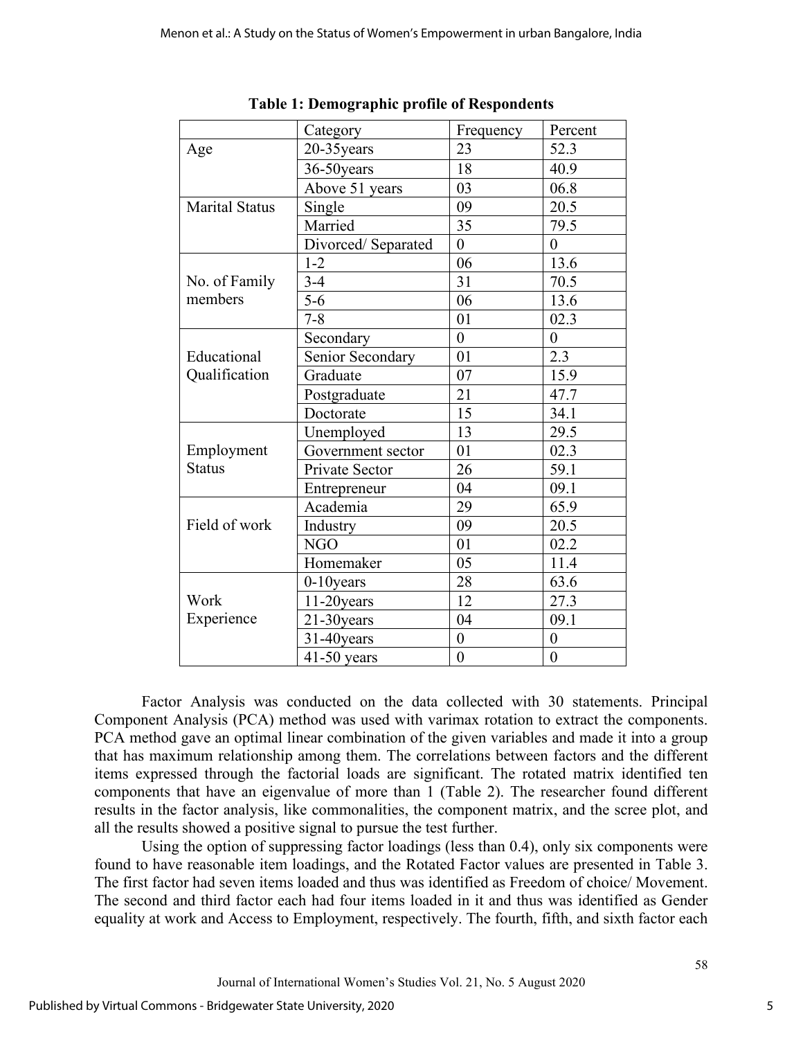**Table 1: Demographic profile of Respondents**

| | Category | Frequency | Percent |
|---|---|---|---|
| Age | 20-35years | 23 | 52.3 |
| | 36-50years | 18 | 40.9 |
| | Above 51 years | 03 | 06.8 |
| Marital Status | Single | 09 | 20.5 |
| | Married | 35 | 79.5 |
| | Divorced/ Separated | 0 | 0 |
| No. of Family members | 1-2 | 06 | 13.6 |
| | 3-4 | 31 | 70.5 |
| | 5-6 | 06 | 13.6 |
| | 7-8 | 01 | 02.3 |
| Educational Qualification | Secondary | 0 | 0 |
| | Senior Secondary | 01 | 2.3 |
| | Graduate | 07 | 15.9 |
| | Postgraduate | 21 | 47.7 |
| | Doctorate | 15 | 34.1 |
| Employment Status | Unemployed | 13 | 29.5 |
| | Government sector | 01 | 02.3 |
| | Private Sector | 26 | 59.1 |
| | Entrepreneur | 04 | 09.1 |
| Field of work | Academia | 29 | 65.9 |
| | Industry | 09 | 20.5 |
| | NGO | 01 | 02.2 |
| | Homemaker | 05 | 11.4 |
| Work Experience | 0-10years | 28 | 63.6 |
| | 11-20years | 12 | 27.3 |
| | 21-30years | 04 | 09.1 |
| | 31-40years | 0 | 0 |
| | 41-50 years | 0 | 0 |

Factor Analysis was conducted on the data collected with 30 statements. Principal Component Analysis (PCA) method was used with varimax rotation to extract the components. PCA method gave an optimal linear combination of the given variables and made it into a group that has maximum relationship among them. The correlations between factors and the different items expressed through the factorial loads are significant. The rotated matrix identified ten components that have an eigenvalue of more than 1 (Table 2). The researcher found different results in the factor analysis, like commonalities, the component matrix, and the scree plot, and all the results showed a positive signal to pursue the test further.

Using the option of suppressing factor loadings (less than 0.4), only six components were found to have reasonable item loadings, and the Rotated Factor values are presented in Table 3. The first factor had seven items loaded and thus was identified as Freedom of choice/ Movement. The second and third factor each had four items loaded in it and thus was identified as Gender equality at work and Access to Employment, respectively. The fourth, fifth, and sixth factor each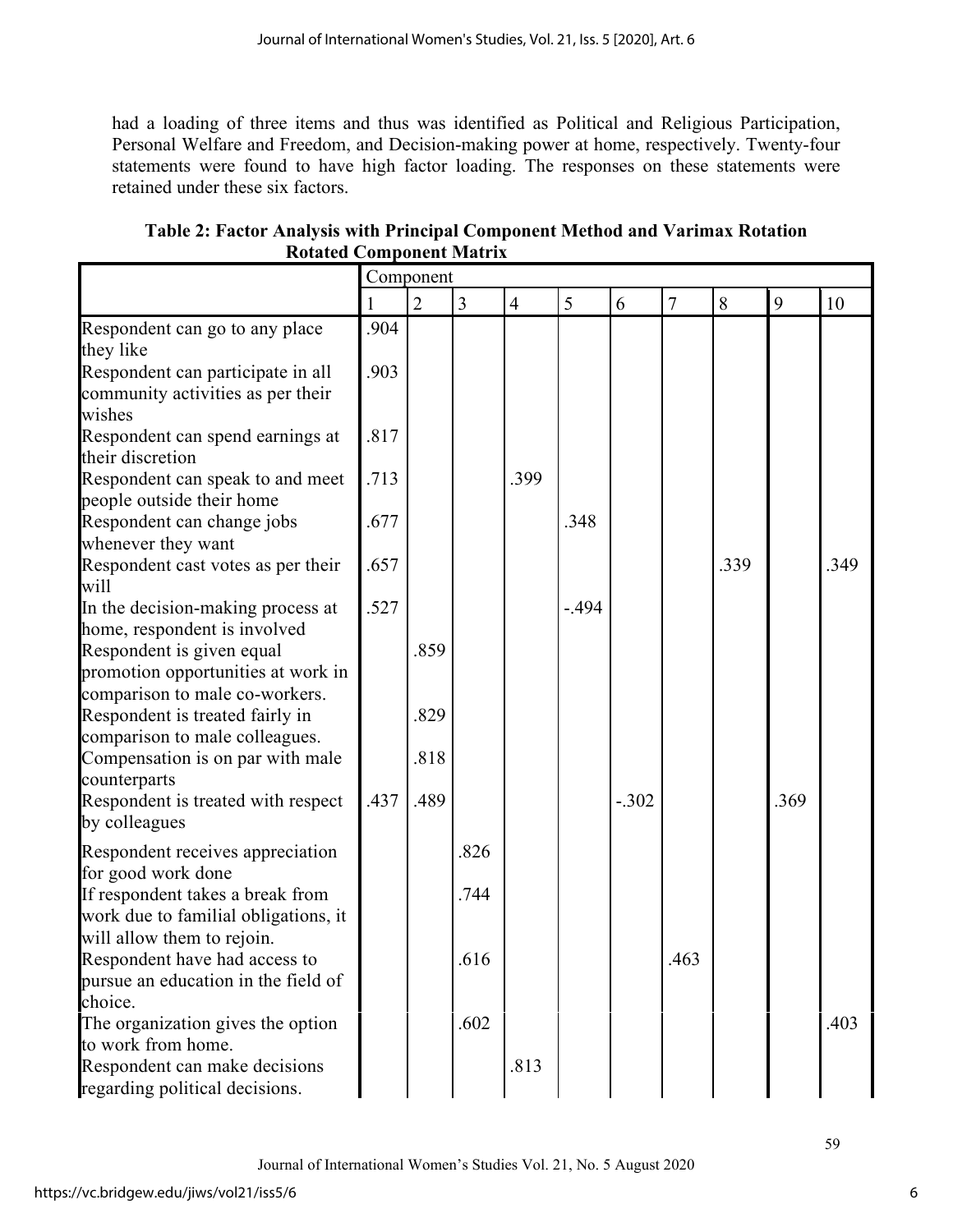had a loading of three items and thus was identified as Political and Religious Participation, Personal Welfare and Freedom, and Decision-making power at home, respectively. Twenty-four statements were found to have high factor loading. The responses on these statements were retained under these six factors.

**Table 2: Factor Analysis with Principal Component Method and Varimax Rotation**
**Rotated Component Matrix**

| | Component | | | | | | | | | |
|---|---|---|---|---|---|---|---|---|---|---|
| | 1 | 2 | 3 | 4 | 5 | 6 | 7 | 8 | 9 | 10 |
| Respondent can go to any place they like | .904 | | | | | | | | | |
| Respondent can participate in all community activities as per their wishes | .903 | | | | | | | | | |
| Respondent can spend earnings at their discretion | .817 | | | | | | | | | |
| Respondent can speak to and meet people outside their home | .713 | | | .399 | | | | | | |
| Respondent can change jobs whenever they want | .677 | | | | .348 | | | | | |
| Respondent cast votes as per their will | .657 | | | | | | | .339 | | .349 |
| In the decision-making process at home, respondent is involved | .527 | | | | -.494 | | | | | |
| Respondent is given equal promotion opportunities at work in comparison to male co-workers. | | .859 | | | | | | | | |
| Respondent is treated fairly in comparison to male colleagues. | | .829 | | | | | | | | |
| Compensation is on par with male counterparts | | .818 | | | | | | | | |
| Respondent is treated with respect by colleagues | .437 | .489 | | | | -.302 | | | .369 | |
| Respondent receives appreciation for good work done | | | .826 | | | | | | | |
| If respondent takes a break from work due to familial obligations, it will allow them to rejoin. | | | .744 | | | | | | | |
| Respondent have had access to pursue an education in the field of choice. | | | .616 | | | | .463 | | | |
| The organization gives the option to work from home. | | | .602 | | | | | | | .403 |
| Respondent can make decisions regarding political decisions. | | | | .813 | | | | | | |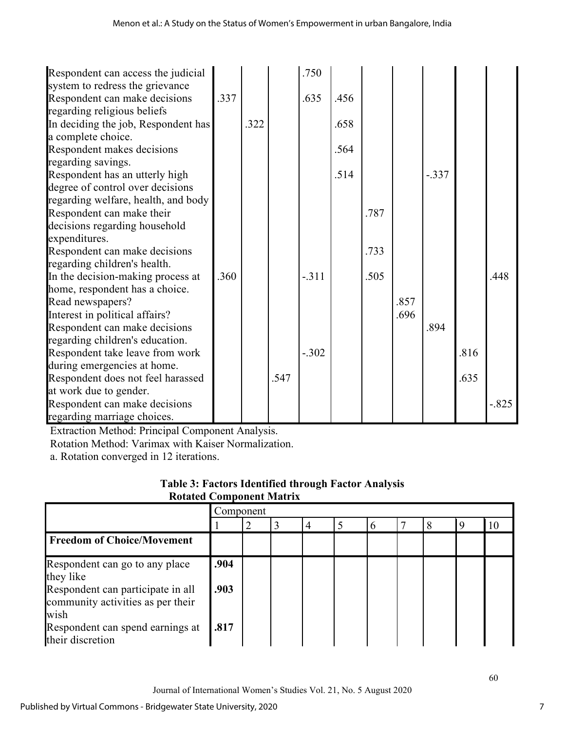| | | | | | | | | | | |
|---|---|---|---|---|---|---|---|---|---|---|
| Respondent can access the judicial system to redress the grievance | | | | .750 | | | | | | |
| Respondent can make decisions regarding religious beliefs | .337 | | | .635 | .456 | | | | | |
| In deciding the job, Respondent has a complete choice. | | .322 | | | .658 | | | | | |
| Respondent makes decisions regarding savings. | | | | | .564 | | | | | |
| Respondent has an utterly high degree of control over decisions regarding welfare, health, and body | | | | | .514 | | | -.337 | | |
| Respondent can make their decisions regarding household expenditures. | | | | | | .787 | | | | |
| Respondent can make decisions regarding children's health. | | | | | | .733 | | | | |
| In the decision-making process at home, respondent has a choice. | .360 | | | -.311 | | .505 | | | | .448 |
| Read newspapers? | | | | | | | .857 | | | |
| Interest in political affairs? | | | | | | | .696 | | | |
| Respondent can make decisions regarding children's education. | | | | | | | | .894 | | |
| Respondent take leave from work during emergencies at home. | | | | -.302 | | | | | .816 | |
| Respondent does not feel harassed at work due to gender. | | | .547 | | | | | | .635 | |
| Respondent can make decisions regarding marriage choices. | | | | | | | | | | -.825 |

Extraction Method: Principal Component Analysis.
Rotation Method: Varimax with Kaiser Normalization.
a. Rotation converged in 12 iterations.

**Table 3: Factors Identified through Factor Analysis**
**Rotated Component Matrix**

| | Component | | | | | | | | | |
|---|---|---|---|---|---|---|---|---|---|---|
| | 1 | 2 | 3 | 4 | 5 | 6 | 7 | 8 | 9 | 10 |
| **Freedom of Choice/Movement** | | | | | | | | | | |
| Respondent can go to any place they like | **.904** | | | | | | | | | |
| Respondent can participate in all community activities as per their wish | **.903** | | | | | | | | | |
| Respondent can spend earnings at their discretion | **.817** | | | | | | | | | |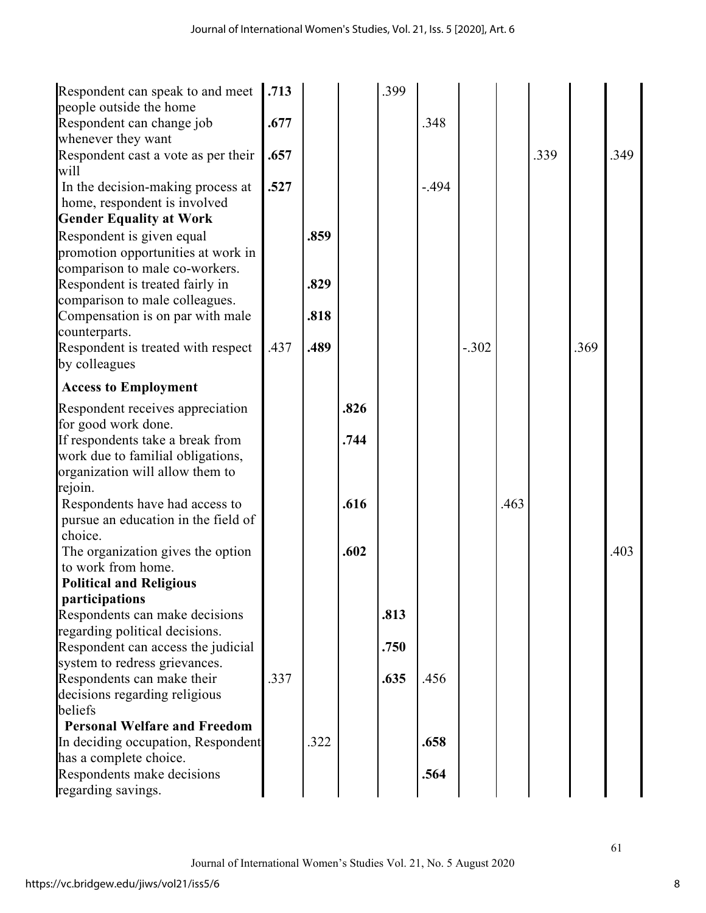| | | | | | | | | | | |
|---|---|---|---|---|---|---|---|---|---|---|
| Respondent can speak to and meet people outside the home | **.713** | | | .399 | | | | | | |
| Respondent can change job whenever they want | **.677** | | | | .348 | | | | | |
| Respondent cast a vote as per their will | **.657** | | | | | | | .339 | | .349 |
| In the decision-making process at home, respondent is involved | **.527** | | | | -.494 | | | | | |
| **Gender Equality at Work** | | | | | | | | | | |
| Respondent is given equal promotion opportunities at work in comparison to male co-workers. | | **.859** | | | | | | | | |
| Respondent is treated fairly in comparison to male colleagues. | | **.829** | | | | | | | | |
| Compensation is on par with male counterparts. | | **.818** | | | | | | | | |
| Respondent is treated with respect by colleagues | .437 | **.489** | | | | -.302 | | | .369 | |
| **Access to Employment** | | | | | | | | | | |
| Respondent receives appreciation for good work done. | | | **.826** | | | | | | | |
| If respondents take a break from work due to familial obligations, organization will allow them to rejoin. | | | **.744** | | | | | | | |
| Respondents have had access to pursue an education in the field of choice. | | | **.616** | | | | .463 | | | |
| The organization gives the option to work from home. | | | **.602** | | | | | | | .403 |
| **Political and Religious participations** | | | | | | | | | | |
| Respondents can make decisions regarding political decisions. | | | | **.813** | | | | | | |
| Respondent can access the judicial system to redress grievances. | | | | **.750** | | | | | | |
| Respondents can make their decisions regarding religious beliefs | .337 | | | **.635** | .456 | | | | | |
| **Personal Welfare and Freedom** | | | | | | | | | | |
| In deciding occupation, Respondent has a complete choice. | | .322 | | | **.658** | | | | | |
| Respondents make decisions regarding savings. | | | | | **.564** | | | | | |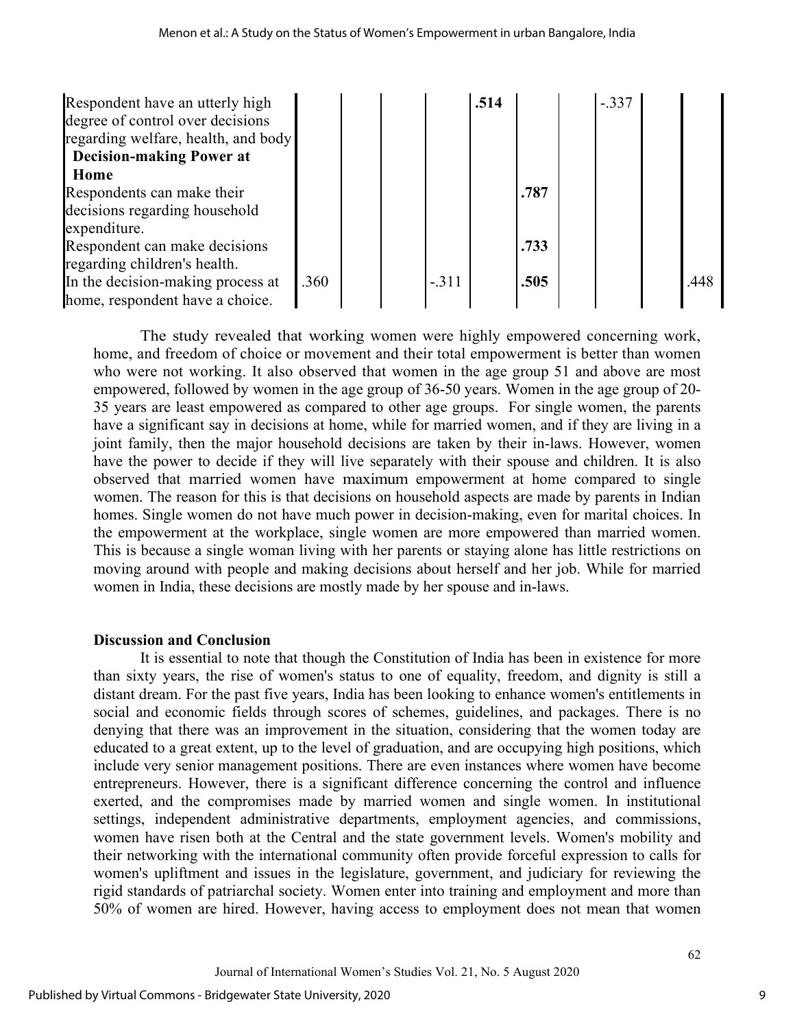| | | | | | | | | | | |
|---|---|---|---|---|---|---|---|---|---|---|
| Respondent have an utterly high degree of control over decisions regarding welfare, health, and body | | | | | **.514** | | | -.337 | | |
| **Decision-making Power at Home** | | | | | | | | | | |
| Respondents can make their decisions regarding household expenditure. | | | | | | **.787** | | | | |
| Respondent can make decisions regarding children's health. | | | | | | **.733** | | | | |
| In the decision-making process at home, respondent have a choice. | .360 | | | -.311 | | **.505** | | | | .448 |

The study revealed that working women were highly empowered concerning work, home, and freedom of choice or movement and their total empowerment is better than women who were not working. It also observed that women in the age group 51 and above are most empowered, followed by women in the age group of 36-50 years. Women in the age group of 20-35 years are least empowered as compared to other age groups. For single women, the parents have a significant say in decisions at home, while for married women, and if they are living in a joint family, then the major household decisions are taken by their in-laws. However, women have the power to decide if they will live separately with their spouse and children. It is also observed that married women have maximum empowerment at home compared to single women. The reason for this is that decisions on household aspects are made by parents in Indian homes. Single women do not have much power in decision-making, even for marital choices. In the empowerment at the workplace, single women are more empowered than married women. This is because a single woman living with her parents or staying alone has little restrictions on moving around with people and making decisions about herself and her job. While for married women in India, these decisions are mostly made by her spouse and in-laws.

## Discussion and Conclusion

It is essential to note that though the Constitution of India has been in existence for more than sixty years, the rise of women's status to one of equality, freedom, and dignity is still a distant dream. For the past five years, India has been looking to enhance women's entitlements in social and economic fields through scores of schemes, guidelines, and packages. There is no denying that there was an improvement in the situation, considering that the women today are educated to a great extent, up to the level of graduation, and are occupying high positions, which include very senior management positions. There are even instances where women have become entrepreneurs. However, there is a significant difference concerning the control and influence exerted, and the compromises made by married women and single women. In institutional settings, independent administrative departments, employment agencies, and commissions, women have risen both at the Central and the state government levels. Women's mobility and their networking with the international community often provide forceful expression to calls for women's upliftment and issues in the legislature, government, and judiciary for reviewing the rigid standards of patriarchal society. Women enter into training and employment and more than 50% of women are hired. However, having access to employment does not mean that women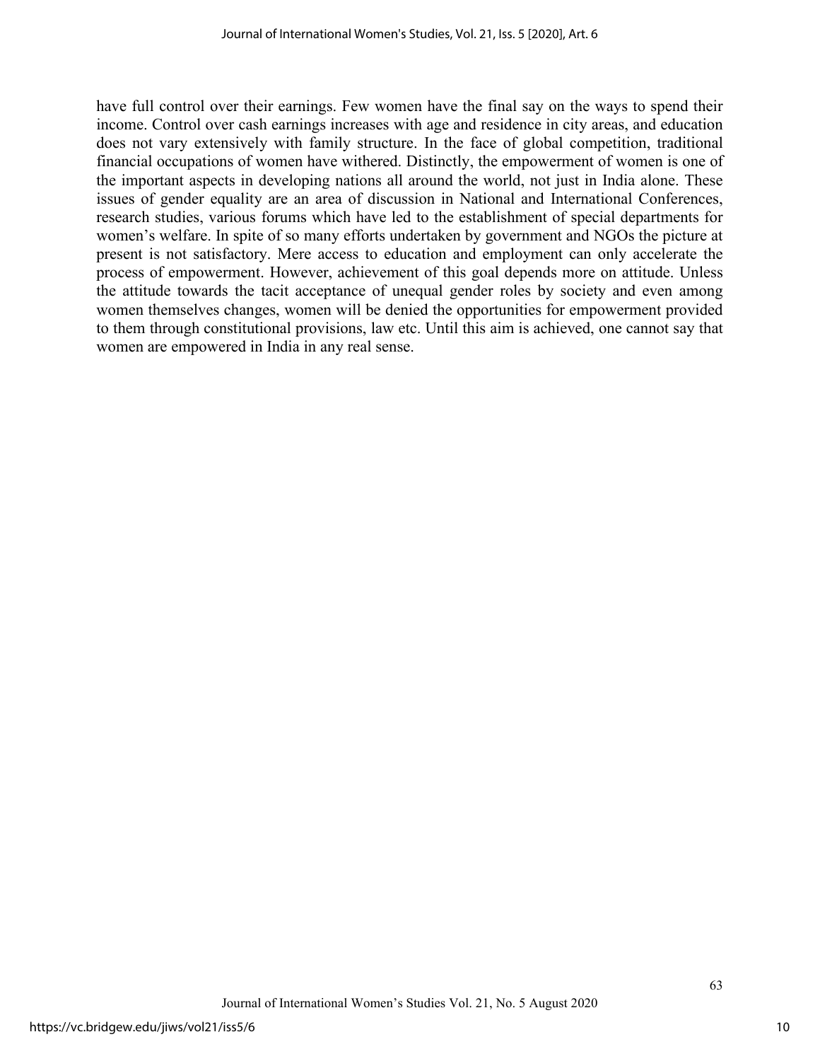have full control over their earnings. Few women have the final say on the ways to spend their income. Control over cash earnings increases with age and residence in city areas, and education does not vary extensively with family structure. In the face of global competition, traditional financial occupations of women have withered. Distinctly, the empowerment of women is one of the important aspects in developing nations all around the world, not just in India alone. These issues of gender equality are an area of discussion in National and International Conferences, research studies, various forums which have led to the establishment of special departments for women's welfare. In spite of so many efforts undertaken by government and NGOs the picture at present is not satisfactory. Mere access to education and employment can only accelerate the process of empowerment. However, achievement of this goal depends more on attitude. Unless the attitude towards the tacit acceptance of unequal gender roles by society and even among women themselves changes, women will be denied the opportunities for empowerment provided to them through constitutional provisions, law etc. Until this aim is achieved, one cannot say that women are empowered in India in any real sense.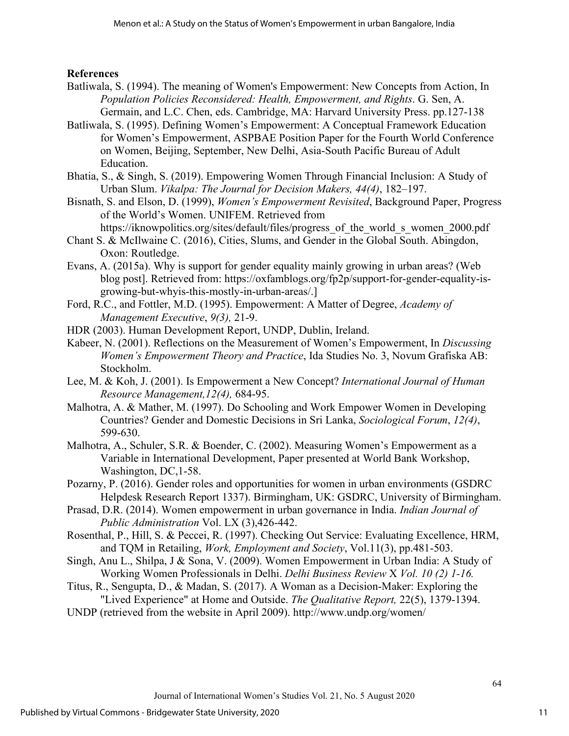## References

Batliwala, S. (1994). The meaning of Women's Empowerment: New Concepts from Action, In *Population Policies Reconsidered: Health, Empowerment, and Rights*. G. Sen, A. Germain, and L.C. Chen, eds. Cambridge, MA: Harvard University Press. pp.127-138

Batliwala, S. (1995). Defining Women's Empowerment: A Conceptual Framework Education for Women's Empowerment, ASPBAE Position Paper for the Fourth World Conference on Women, Beijing, September, New Delhi, Asia-South Pacific Bureau of Adult Education.

Bhatia, S., & Singh, S. (2019). Empowering Women Through Financial Inclusion: A Study of Urban Slum. *Vikalpa: The Journal for Decision Makers, 44(4)*, 182–197.

Bisnath, S. and Elson, D. (1999), *Women's Empowerment Revisited*, Background Paper, Progress of the World's Women. UNIFEM. Retrieved from https://iknowpolitics.org/sites/default/files/progress_of_the_world_s_women_2000.pdf

Chant S. & McIlwaine C. (2016), Cities, Slums, and Gender in the Global South. Abingdon, Oxon: Routledge.

Evans, A. (2015a). Why is support for gender equality mainly growing in urban areas? (Web blog post]. Retrieved from: https://oxfamblogs.org/fp2p/support-for-gender-equality-is-growing-but-whyis-this-mostly-in-urban-areas/.]

Ford, R.C., and Fottler, M.D. (1995). Empowerment: A Matter of Degree, *Academy of Management Executive*, *9(3),* 21-9.

HDR (2003). Human Development Report, UNDP, Dublin, Ireland.

Kabeer, N. (2001). Reflections on the Measurement of Women's Empowerment, In *Discussing Women's Empowerment Theory and Practice*, Ida Studies No. 3, Novum Grafiska AB: Stockholm.

Lee, M. & Koh, J. (2001). Is Empowerment a New Concept? *International Journal of Human Resource Management,12(4),* 684-95.

Malhotra, A. & Mather, M. (1997). Do Schooling and Work Empower Women in Developing Countries? Gender and Domestic Decisions in Sri Lanka, *Sociological Forum*, *12(4)*, 599-630.

Malhotra, A., Schuler, S.R. & Boender, C. (2002). Measuring Women's Empowerment as a Variable in International Development, Paper presented at World Bank Workshop, Washington, DC,1-58.

Pozarny, P. (2016). Gender roles and opportunities for women in urban environments (GSDRC Helpdesk Research Report 1337). Birmingham, UK: GSDRC, University of Birmingham.

Prasad, D.R. (2014). Women empowerment in urban governance in India. *Indian Journal of Public Administration* Vol. LX (3),426-442.

Rosenthal, P., Hill, S. & Peccei, R. (1997). Checking Out Service: Evaluating Excellence, HRM, and TQM in Retailing, *Work, Employment and Society*, Vol.11(3), pp.481-503.

Singh, Anu L., Shilpa, J & Sona, V. (2009). Women Empowerment in Urban India: A Study of Working Women Professionals in Delhi. *Delhi Business Review* X *Vol. 10 (2) 1-16.*

Titus, R., Sengupta, D., & Madan, S. (2017). A Woman as a Decision-Maker: Exploring the "Lived Experience" at Home and Outside. *The Qualitative Report,* 22(5), 1379-1394.

UNDP (retrieved from the website in April 2009). http://www.undp.org/women/